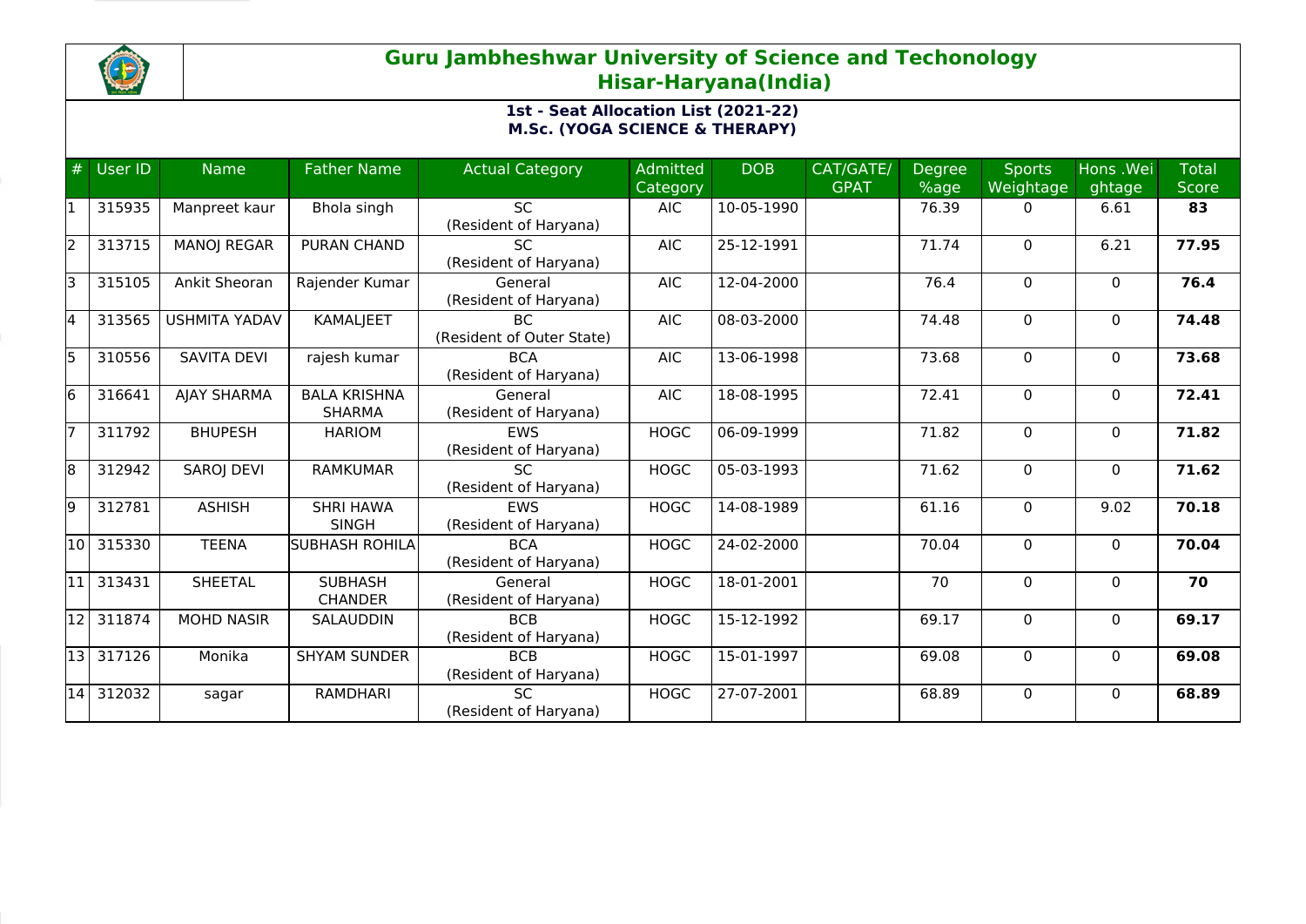# Guru Jambheshwar University of Science and Techonology
## Hisar-Haryana(India)

### 1st - Seat Allocation List (2021-22)
### M.Sc. (YOGA SCIENCE & THERAPY)

| # | User ID | Name | Father Name | Actual Category | Admitted Category | DOB | CAT/GATE/ GPAT | Degree %age | Sports Weightage | Hons .Weightage | Total Score |
|---|---|---|---|---|---|---|---|---|---|---|---|
| 1 | 315935 | Manpreet kaur | Bhola singh | SC (Resident of Haryana) | AIC | 10-05-1990 | | 76.39 | 0 | 6.61 | **83** |
| 2 | 313715 | MANOJ REGAR | PURAN CHAND | SC (Resident of Haryana) | AIC | 25-12-1991 | | 71.74 | 0 | 6.21 | **77.95** |
| 3 | 315105 | Ankit Sheoran | Rajender Kumar | General (Resident of Haryana) | AIC | 12-04-2000 | | 76.4 | 0 | 0 | **76.4** |
| 4 | 313565 | USHMITA YADAV | KAMALJEET | BC (Resident of Outer State) | AIC | 08-03-2000 | | 74.48 | 0 | 0 | **74.48** |
| 5 | 310556 | SAVITA DEVI | rajesh kumar | BCA (Resident of Haryana) | AIC | 13-06-1998 | | 73.68 | 0 | 0 | **73.68** |
| 6 | 316641 | AJAY SHARMA | BALA KRISHNA SHARMA | General (Resident of Haryana) | AIC | 18-08-1995 | | 72.41 | 0 | 0 | **72.41** |
| 7 | 311792 | BHUPESH | HARIOM | EWS (Resident of Haryana) | HOGC | 06-09-1999 | | 71.82 | 0 | 0 | **71.82** |
| 8 | 312942 | SAROJ DEVI | RAMKUMAR | SC (Resident of Haryana) | HOGC | 05-03-1993 | | 71.62 | 0 | 0 | **71.62** |
| 9 | 312781 | ASHISH | SHRI HAWA SINGH | EWS (Resident of Haryana) | HOGC | 14-08-1989 | | 61.16 | 0 | 9.02 | **70.18** |
| 10 | 315330 | TEENA | SUBHASH ROHILA | BCA (Resident of Haryana) | HOGC | 24-02-2000 | | 70.04 | 0 | 0 | **70.04** |
| 11 | 313431 | SHEETAL | SUBHASH CHANDER | General (Resident of Haryana) | HOGC | 18-01-2001 | | 70 | 0 | 0 | **70** |
| 12 | 311874 | MOHD NASIR | SALAUDDIN | BCB (Resident of Haryana) | HOGC | 15-12-1992 | | 69.17 | 0 | 0 | **69.17** |
| 13 | 317126 | Monika | SHYAM SUNDER | BCB (Resident of Haryana) | HOGC | 15-01-1997 | | 69.08 | 0 | 0 | **69.08** |
| 14 | 312032 | sagar | RAMDHARI | SC (Resident of Haryana) | HOGC | 27-07-2001 | | 68.89 | 0 | 0 | **68.89** |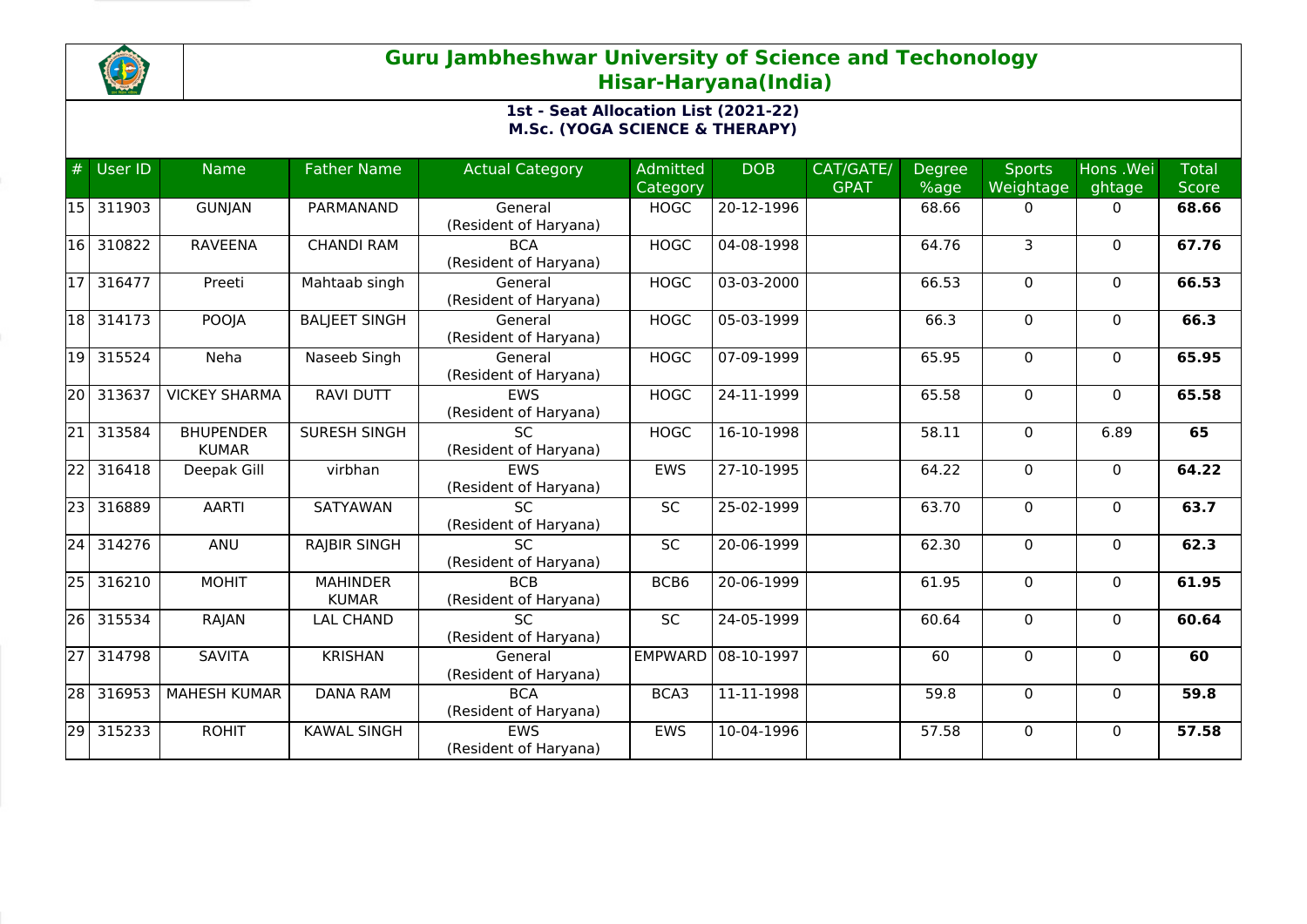# Guru Jambheshwar University of Science and Techonology
## Hisar-Haryana(India)

### 1st - Seat Allocation List (2021-22)
### M.Sc. (YOGA SCIENCE & THERAPY)

| # | User ID | Name | Father Name | Actual Category | Admitted Category | DOB | CAT/GATE/ GPAT | Degree %age | Sports Weightage | Hons .Weightage | Total Score |
|---|---|---|---|---|---|---|---|---|---|---|---|
| 15 | 311903 | GUNJAN | PARMANAND | General (Resident of Haryana) | HOGC | 20-12-1996 | | 68.66 | 0 | 0 | **68.66** |
| 16 | 310822 | RAVEENA | CHANDI RAM | BCA (Resident of Haryana) | HOGC | 04-08-1998 | | 64.76 | 3 | 0 | **67.76** |
| 17 | 316477 | Preeti | Mahtaab singh | General (Resident of Haryana) | HOGC | 03-03-2000 | | 66.53 | 0 | 0 | **66.53** |
| 18 | 314173 | POOJA | BALJEET SINGH | General (Resident of Haryana) | HOGC | 05-03-1999 | | 66.3 | 0 | 0 | **66.3** |
| 19 | 315524 | Neha | Naseeb Singh | General (Resident of Haryana) | HOGC | 07-09-1999 | | 65.95 | 0 | 0 | **65.95** |
| 20 | 313637 | VICKEY SHARMA | RAVI DUTT | EWS (Resident of Haryana) | HOGC | 24-11-1999 | | 65.58 | 0 | 0 | **65.58** |
| 21 | 313584 | BHUPENDER KUMAR | SURESH SINGH | SC (Resident of Haryana) | HOGC | 16-10-1998 | | 58.11 | 0 | 6.89 | **65** |
| 22 | 316418 | Deepak Gill | virbhan | EWS (Resident of Haryana) | EWS | 27-10-1995 | | 64.22 | 0 | 0 | **64.22** |
| 23 | 316889 | AARTI | SATYAWAN | SC (Resident of Haryana) | SC | 25-02-1999 | | 63.70 | 0 | 0 | **63.7** |
| 24 | 314276 | ANU | RAJBIR SINGH | SC (Resident of Haryana) | SC | 20-06-1999 | | 62.30 | 0 | 0 | **62.3** |
| 25 | 316210 | MOHIT | MAHINDER KUMAR | BCB (Resident of Haryana) | BCB6 | 20-06-1999 | | 61.95 | 0 | 0 | **61.95** |
| 26 | 315534 | RAJAN | LAL CHAND | SC (Resident of Haryana) | SC | 24-05-1999 | | 60.64 | 0 | 0 | **60.64** |
| 27 | 314798 | SAVITA | KRISHAN | General (Resident of Haryana) | EMPWARD | 08-10-1997 | | 60 | 0 | 0 | **60** |
| 28 | 316953 | MAHESH KUMAR | DANA RAM | BCA (Resident of Haryana) | BCA3 | 11-11-1998 | | 59.8 | 0 | 0 | **59.8** |
| 29 | 315233 | ROHIT | KAWAL SINGH | EWS (Resident of Haryana) | EWS | 10-04-1996 | | 57.58 | 0 | 0 | **57.58** |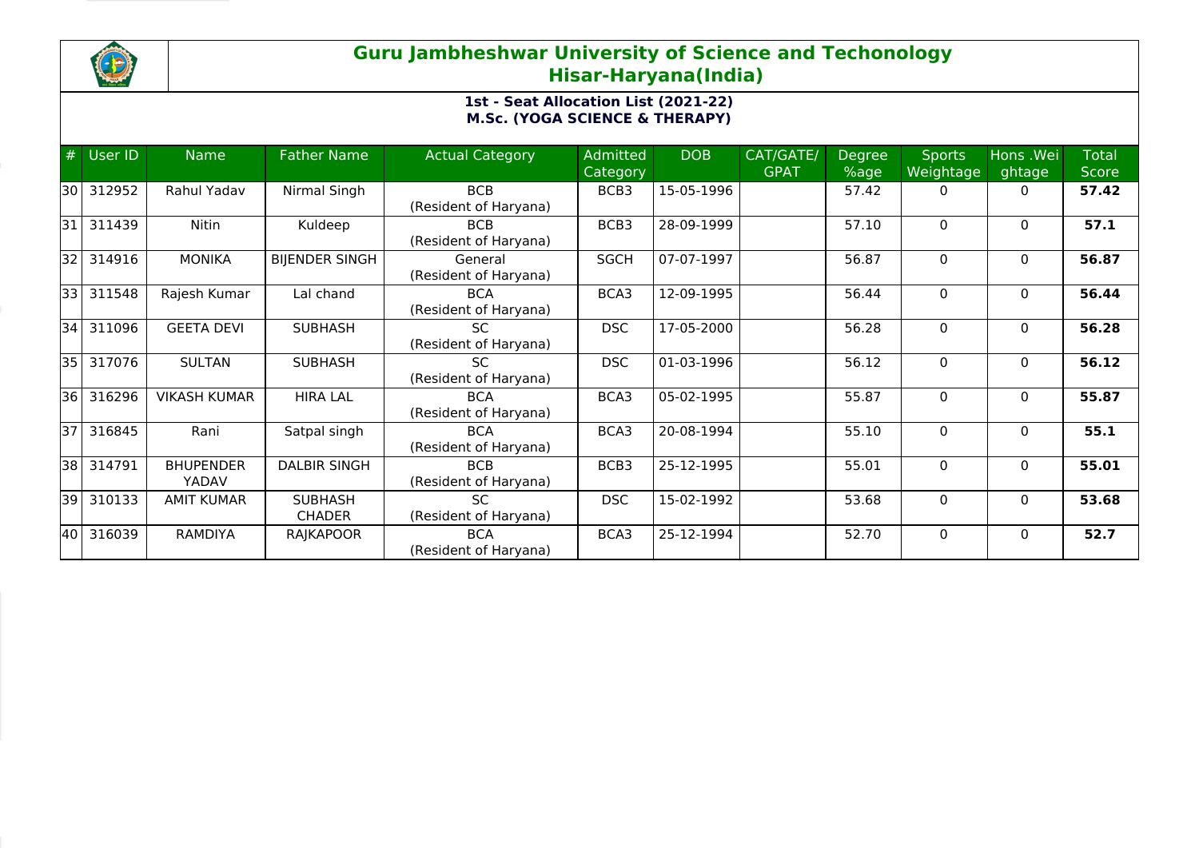## Guru Jambheshwar University of Science and Techonology
## Hisar-Haryana(India)

**1st - Seat Allocation List (2021-22)**
**M.Sc. (YOGA SCIENCE & THERAPY)**

| # | User ID | Name | Father Name | Actual Category | Admitted Category | DOB | CAT/GATE/ GPAT | Degree %age | Sports Weightage | Hons .Weightage | Total Score |
|---|---|---|---|---|---|---|---|---|---|---|---|
| 30 | 312952 | Rahul Yadav | Nirmal Singh | BCB (Resident of Haryana) | BCB3 | 15-05-1996 | | 57.42 | 0 | 0 | **57.42** |
| 31 | 311439 | Nitin | Kuldeep | BCB (Resident of Haryana) | BCB3 | 28-09-1999 | | 57.10 | 0 | 0 | **57.1** |
| 32 | 314916 | MONIKA | BIJENDER SINGH | General (Resident of Haryana) | SGCH | 07-07-1997 | | 56.87 | 0 | 0 | **56.87** |
| 33 | 311548 | Rajesh Kumar | Lal chand | BCA (Resident of Haryana) | BCA3 | 12-09-1995 | | 56.44 | 0 | 0 | **56.44** |
| 34 | 311096 | GEETA DEVI | SUBHASH | SC (Resident of Haryana) | DSC | 17-05-2000 | | 56.28 | 0 | 0 | **56.28** |
| 35 | 317076 | SULTAN | SUBHASH | SC (Resident of Haryana) | DSC | 01-03-1996 | | 56.12 | 0 | 0 | **56.12** |
| 36 | 316296 | VIKASH KUMAR | HIRA LAL | BCA (Resident of Haryana) | BCA3 | 05-02-1995 | | 55.87 | 0 | 0 | **55.87** |
| 37 | 316845 | Rani | Satpal singh | BCA (Resident of Haryana) | BCA3 | 20-08-1994 | | 55.10 | 0 | 0 | **55.1** |
| 38 | 314791 | BHUPENDER YADAV | DALBIR SINGH | BCB (Resident of Haryana) | BCB3 | 25-12-1995 | | 55.01 | 0 | 0 | **55.01** |
| 39 | 310133 | AMIT KUMAR | SUBHASH CHADER | SC (Resident of Haryana) | DSC | 15-02-1992 | | 53.68 | 0 | 0 | **53.68** |
| 40 | 316039 | RAMDIYA | RAJKAPOOR | BCA (Resident of Haryana) | BCA3 | 25-12-1994 | | 52.70 | 0 | 0 | **52.7** |